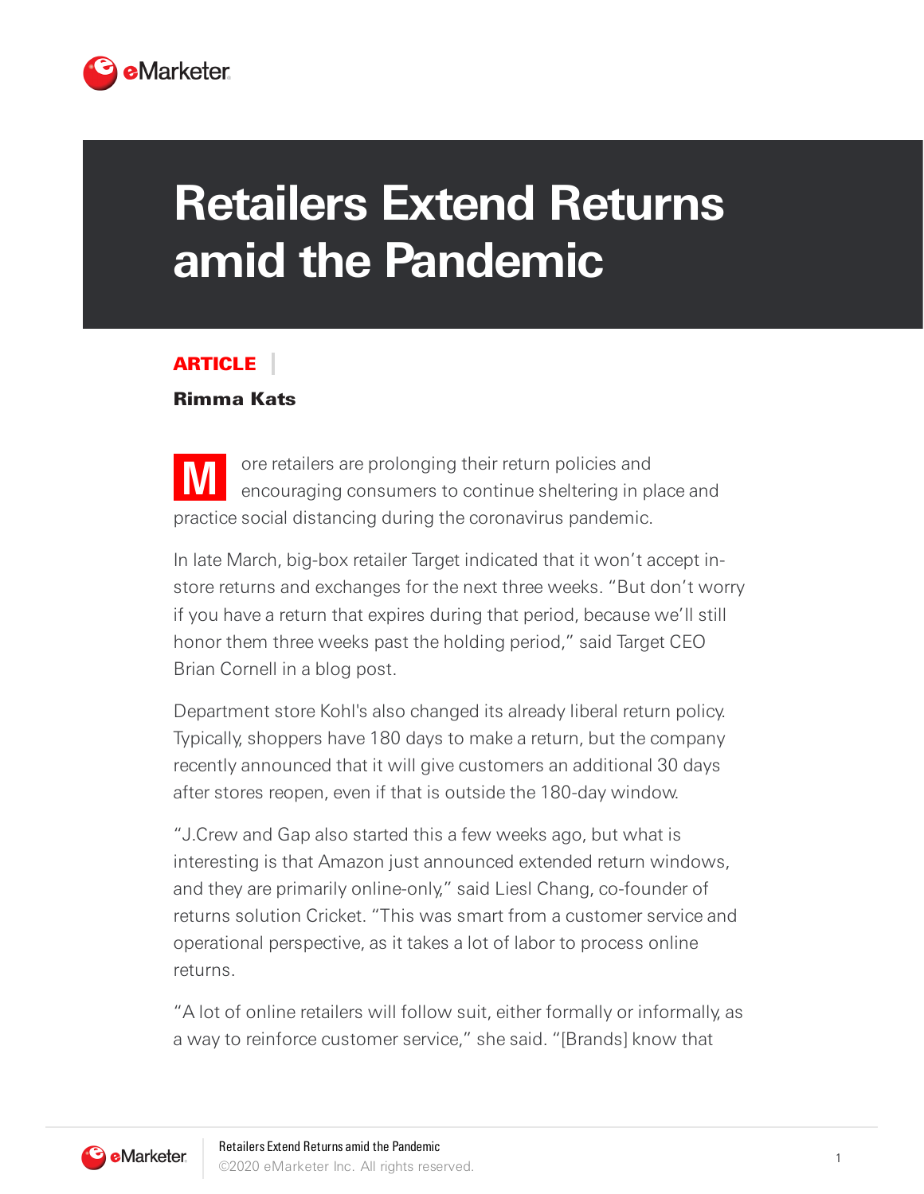# Retailers Extend Returns amid the Pandemic

**ARTICLE**

**Rimma Kats**

More retailers are prolonging their return policies and encouraging consumers to continue sheltering in place and practice social distancing during the coronavirus pandemic.

In late March, big-box retailer Target indicated that it won't accept in-store returns and exchanges for the next three weeks. "But don't worry if you have a return that expires during that period, because we'll still honor them three weeks past the holding period," said Target CEO Brian Cornell in a blog post.

Department store Kohl's also changed its already liberal return policy. Typically, shoppers have 180 days to make a return, but the company recently announced that it will give customers an additional 30 days after stores reopen, even if that is outside the 180-day window.

"J.Crew and Gap also started this a few weeks ago, but what is interesting is that Amazon just announced extended return windows, and they are primarily online-only," said Liesl Chang, co-founder of returns solution Cricket. "This was smart from a customer service and operational perspective, as it takes a lot of labor to process online returns.

"A lot of online retailers will follow suit, either formally or informally, as a way to reinforce customer service," she said. "[Brands] know that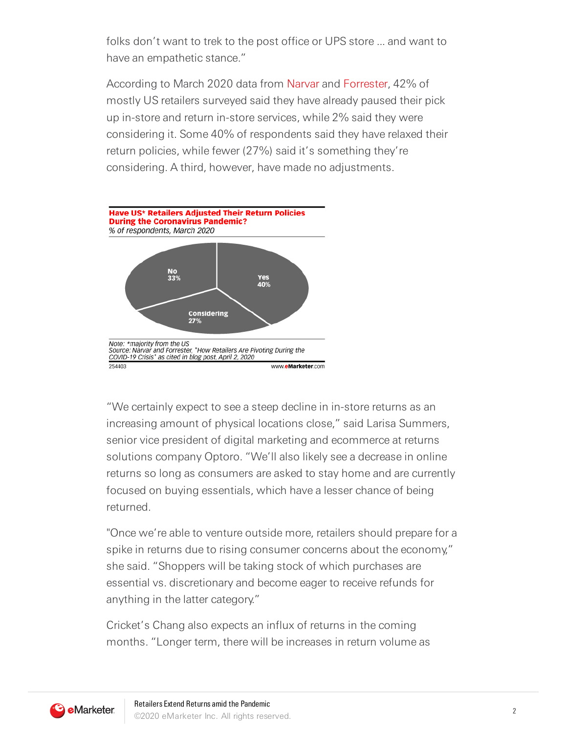folks don't want to trek to the post office or UPS store ... and want to have an empathetic stance."

According to March 2020 data from Narvar and Forrester, 42% of mostly US retailers surveyed said they have already paused their pick up in-store and return in-store services, while 2% said they were considering it. Some 40% of respondents said they have relaxed their return policies, while fewer (27%) said it's something they're considering. A third, however, have made no adjustments.

**Have US* Retailers Adjusted Their Return Policies During the Coronavirus Pandemic?**
*% of respondents, March 2020*

| Response | % |
|---|---|
| Yes | 40% |
| No | 33% |
| Considering | 27% |

*Note: \*majority from the US*
*Source: Narvar and Forrester, "How Retailers Are Pivoting During the COVID-19 Crisis" as cited in blog post, April 2, 2020*
254403 www.eMarketer.com

"We certainly expect to see a steep decline in in-store returns as an increasing amount of physical locations close," said Larisa Summers, senior vice president of digital marketing and ecommerce at returns solutions company Optoro. "We'll also likely see a decrease in online returns so long as consumers are asked to stay home and are currently focused on buying essentials, which have a lesser chance of being returned.

"Once we're able to venture outside more, retailers should prepare for a spike in returns due to rising consumer concerns about the economy," she said. "Shoppers will be taking stock of which purchases are essential vs. discretionary and become eager to receive refunds for anything in the latter category."

Cricket's Chang also expects an influx of returns in the coming months. "Longer term, there will be increases in return volume as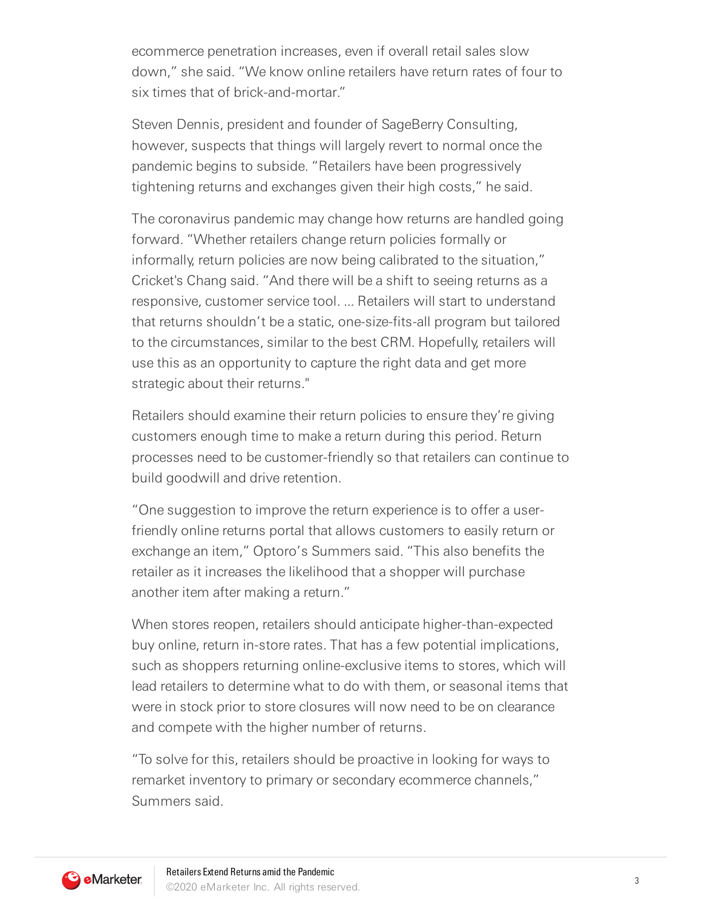ecommerce penetration increases, even if overall retail sales slow down," she said. "We know online retailers have return rates of four to six times that of brick-and-mortar."

Steven Dennis, president and founder of SageBerry Consulting, however, suspects that things will largely revert to normal once the pandemic begins to subside. "Retailers have been progressively tightening returns and exchanges given their high costs," he said.

The coronavirus pandemic may change how returns are handled going forward. "Whether retailers change return policies formally or informally, return policies are now being calibrated to the situation," Cricket's Chang said. "And there will be a shift to seeing returns as a responsive, customer service tool. ... Retailers will start to understand that returns shouldn't be a static, one-size-fits-all program but tailored to the circumstances, similar to the best CRM. Hopefully, retailers will use this as an opportunity to capture the right data and get more strategic about their returns."

Retailers should examine their return policies to ensure they're giving customers enough time to make a return during this period. Return processes need to be customer-friendly so that retailers can continue to build goodwill and drive retention.

"One suggestion to improve the return experience is to offer a user-friendly online returns portal that allows customers to easily return or exchange an item," Optoro's Summers said. "This also benefits the retailer as it increases the likelihood that a shopper will purchase another item after making a return."

When stores reopen, retailers should anticipate higher-than-expected buy online, return in-store rates. That has a few potential implications, such as shoppers returning online-exclusive items to stores, which will lead retailers to determine what to do with them, or seasonal items that were in stock prior to store closures will now need to be on clearance and compete with the higher number of returns.

"To solve for this, retailers should be proactive in looking for ways to remarket inventory to primary or secondary ecommerce channels," Summers said.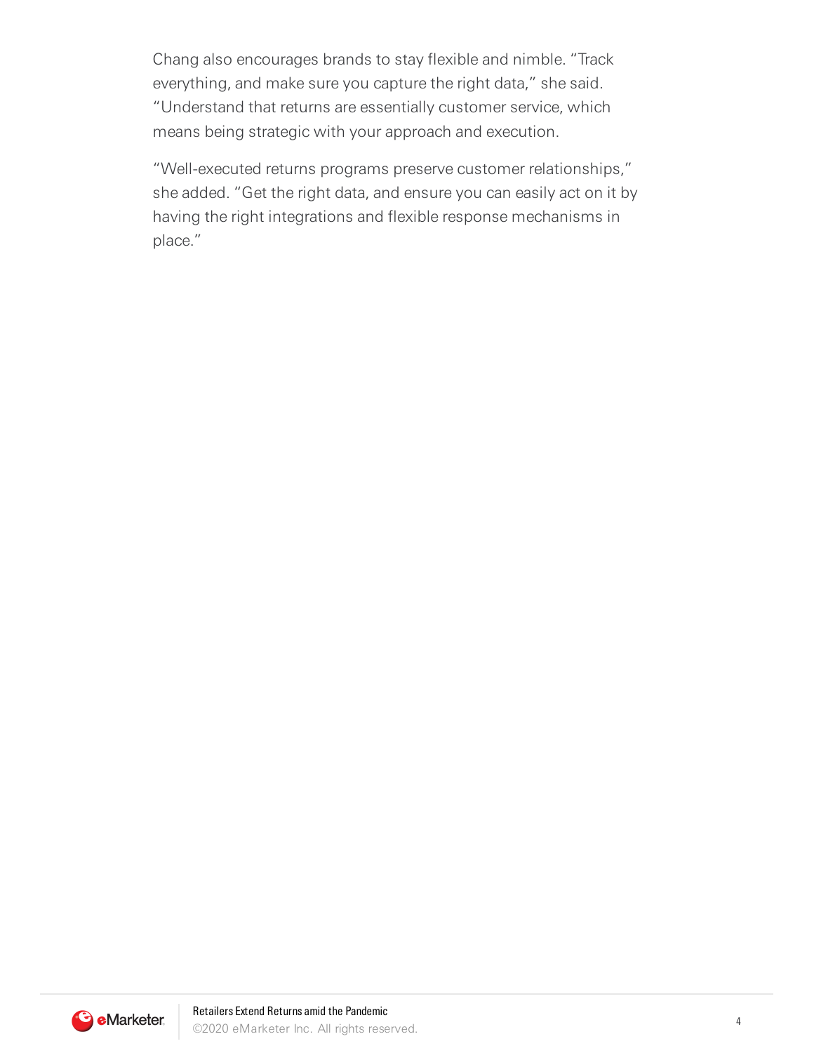Chang also encourages brands to stay flexible and nimble. “Track everything, and make sure you capture the right data,” she said. “Understand that returns are essentially customer service, which means being strategic with your approach and execution.

“Well-executed returns programs preserve customer relationships,” she added. “Get the right data, and ensure you can easily act on it by having the right integrations and flexible response mechanisms in place.”